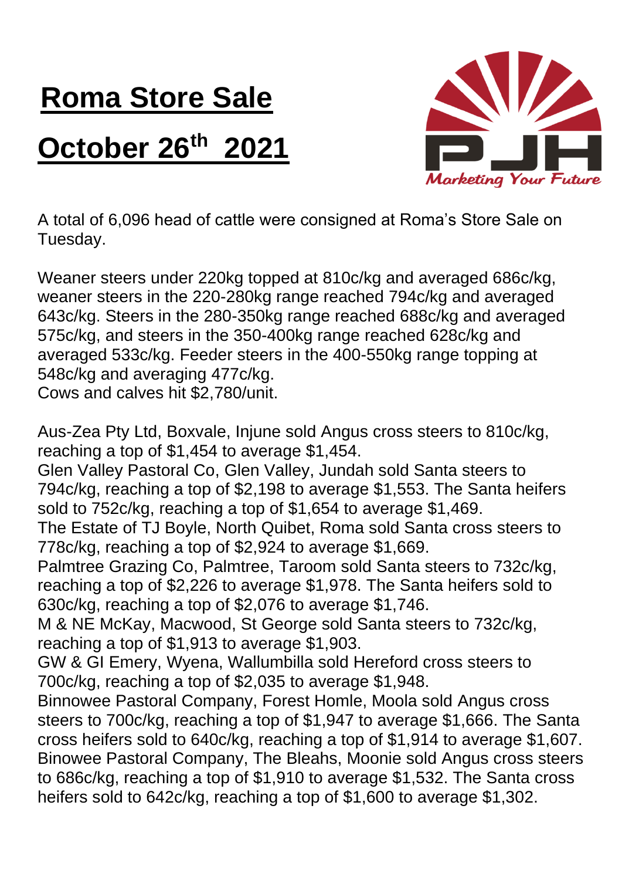# Roma Store Sale

# October 26th 2021

A total of 6,096 head of cattle were consigned at Roma's Store Sale on Tuesday.

Weaner steers under 220kg topped at 810c/kg and averaged 686c/kg, weaner steers in the 220-280kg range reached 794c/kg and averaged 643c/kg. Steers in the 280-350kg range reached 688c/kg and averaged 575c/kg, and steers in the 350-400kg range reached 628c/kg and averaged 533c/kg. Feeder steers in the 400-550kg range topping at 548c/kg and averaging 477c/kg.
Cows and calves hit $2,780/unit.

Aus-Zea Pty Ltd, Boxvale, Injune sold Angus cross steers to 810c/kg, reaching a top of $1,454 to average $1,454.
Glen Valley Pastoral Co, Glen Valley, Jundah sold Santa steers to 794c/kg, reaching a top of $2,198 to average $1,553. The Santa heifers sold to 752c/kg, reaching a top of $1,654 to average $1,469.
The Estate of TJ Boyle, North Quibet, Roma sold Santa cross steers to 778c/kg, reaching a top of $2,924 to average $1,669.
Palmtree Grazing Co, Palmtree, Taroom sold Santa steers to 732c/kg, reaching a top of $2,226 to average $1,978. The Santa heifers sold to 630c/kg, reaching a top of $2,076 to average $1,746.
M & NE McKay, Macwood, St George sold Santa steers to 732c/kg, reaching a top of $1,913 to average $1,903.
GW & GI Emery, Wyena, Wallumbilla sold Hereford cross steers to 700c/kg, reaching a top of $2,035 to average $1,948.
Binnowee Pastoral Company, Forest Homle, Moola sold Angus cross steers to 700c/kg, reaching a top of $1,947 to average $1,666. The Santa cross heifers sold to 640c/kg, reaching a top of $1,914 to average $1,607.
Binowee Pastoral Company, The Bleahs, Moonie sold Angus cross steers to 686c/kg, reaching a top of $1,910 to average $1,532. The Santa cross heifers sold to 642c/kg, reaching a top of $1,600 to average $1,302.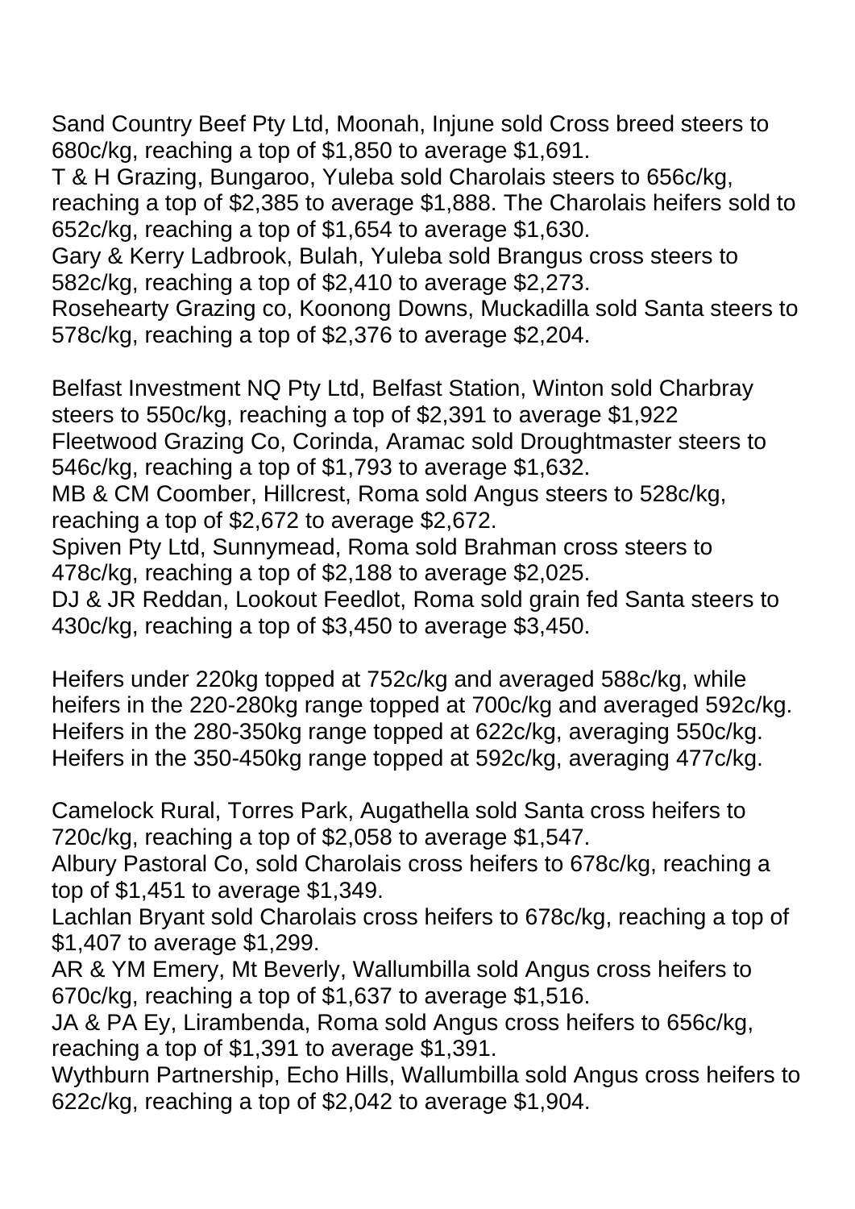Sand Country Beef Pty Ltd, Moonah, Injune sold Cross breed steers to 680c/kg, reaching a top of $1,850 to average $1,691.
T & H Grazing, Bungaroo, Yuleba sold Charolais steers to 656c/kg, reaching a top of $2,385 to average $1,888. The Charolais heifers sold to 652c/kg, reaching a top of $1,654 to average $1,630.
Gary & Kerry Ladbrook, Bulah, Yuleba sold Brangus cross steers to 582c/kg, reaching a top of $2,410 to average $2,273.
Rosehearty Grazing co, Koonong Downs, Muckadilla sold Santa steers to 578c/kg, reaching a top of $2,376 to average $2,204.

Belfast Investment NQ Pty Ltd, Belfast Station, Winton sold Charbray steers to 550c/kg, reaching a top of $2,391 to average $1,922
Fleetwood Grazing Co, Corinda, Aramac sold Droughtmaster steers to 546c/kg, reaching a top of $1,793 to average $1,632.
MB & CM Coomber, Hillcrest, Roma sold Angus steers to 528c/kg, reaching a top of $2,672 to average $2,672.
Spiven Pty Ltd, Sunnymead, Roma sold Brahman cross steers to 478c/kg, reaching a top of $2,188 to average $2,025.
DJ & JR Reddan, Lookout Feedlot, Roma sold grain fed Santa steers to 430c/kg, reaching a top of $3,450 to average $3,450.

Heifers under 220kg topped at 752c/kg and averaged 588c/kg, while heifers in the 220-280kg range topped at 700c/kg and averaged 592c/kg. Heifers in the 280-350kg range topped at 622c/kg, averaging 550c/kg. Heifers in the 350-450kg range topped at 592c/kg, averaging 477c/kg.

Camelock Rural, Torres Park, Augathella sold Santa cross heifers to 720c/kg, reaching a top of $2,058 to average $1,547.
Albury Pastoral Co, sold Charolais cross heifers to 678c/kg, reaching a top of $1,451 to average $1,349.
Lachlan Bryant sold Charolais cross heifers to 678c/kg, reaching a top of $1,407 to average $1,299.
AR & YM Emery, Mt Beverly, Wallumbilla sold Angus cross heifers to 670c/kg, reaching a top of $1,637 to average $1,516.
JA & PA Ey, Lirambenda, Roma sold Angus cross heifers to 656c/kg, reaching a top of $1,391 to average $1,391.
Wythburn Partnership, Echo Hills, Wallumbilla sold Angus cross heifers to 622c/kg, reaching a top of $2,042 to average $1,904.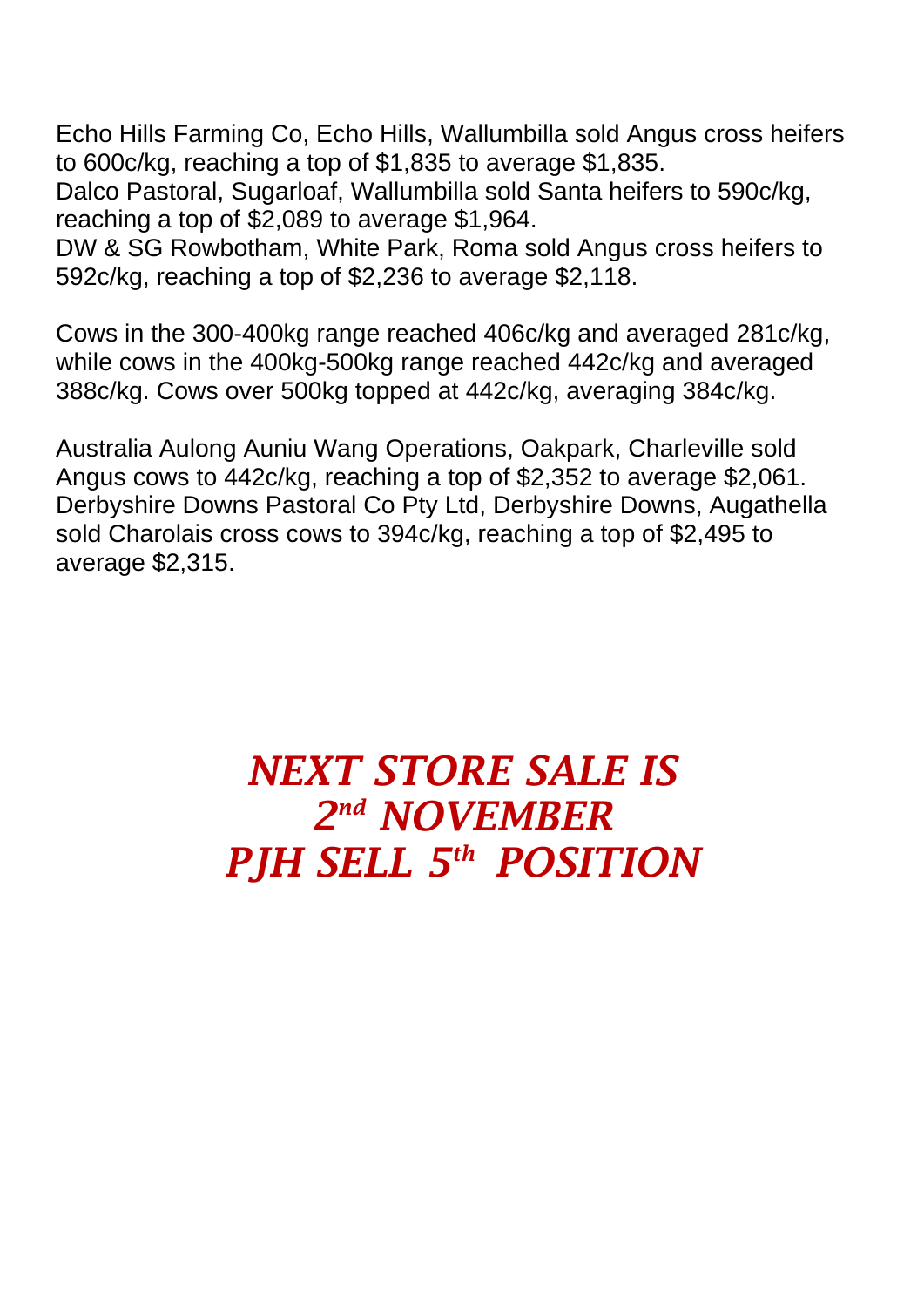Echo Hills Farming Co, Echo Hills, Wallumbilla sold Angus cross heifers to 600c/kg, reaching a top of $1,835 to average $1,835.
Dalco Pastoral, Sugarloaf, Wallumbilla sold Santa heifers to 590c/kg, reaching a top of $2,089 to average $1,964.
DW & SG Rowbotham, White Park, Roma sold Angus cross heifers to 592c/kg, reaching a top of $2,236 to average $2,118.

Cows in the 300-400kg range reached 406c/kg and averaged 281c/kg, while cows in the 400kg-500kg range reached 442c/kg and averaged 388c/kg. Cows over 500kg topped at 442c/kg, averaging 384c/kg.

Australia Aulong Auniu Wang Operations, Oakpark, Charleville sold Angus cows to 442c/kg, reaching a top of $2,352 to average $2,061.
Derbyshire Downs Pastoral Co Pty Ltd, Derbyshire Downs, Augathella sold Charolais cross cows to 394c/kg, reaching a top of $2,495 to average $2,315.

***NEXT STORE SALE IS***
***2nd NOVEMBER***
***PJH SELL 5th POSITION***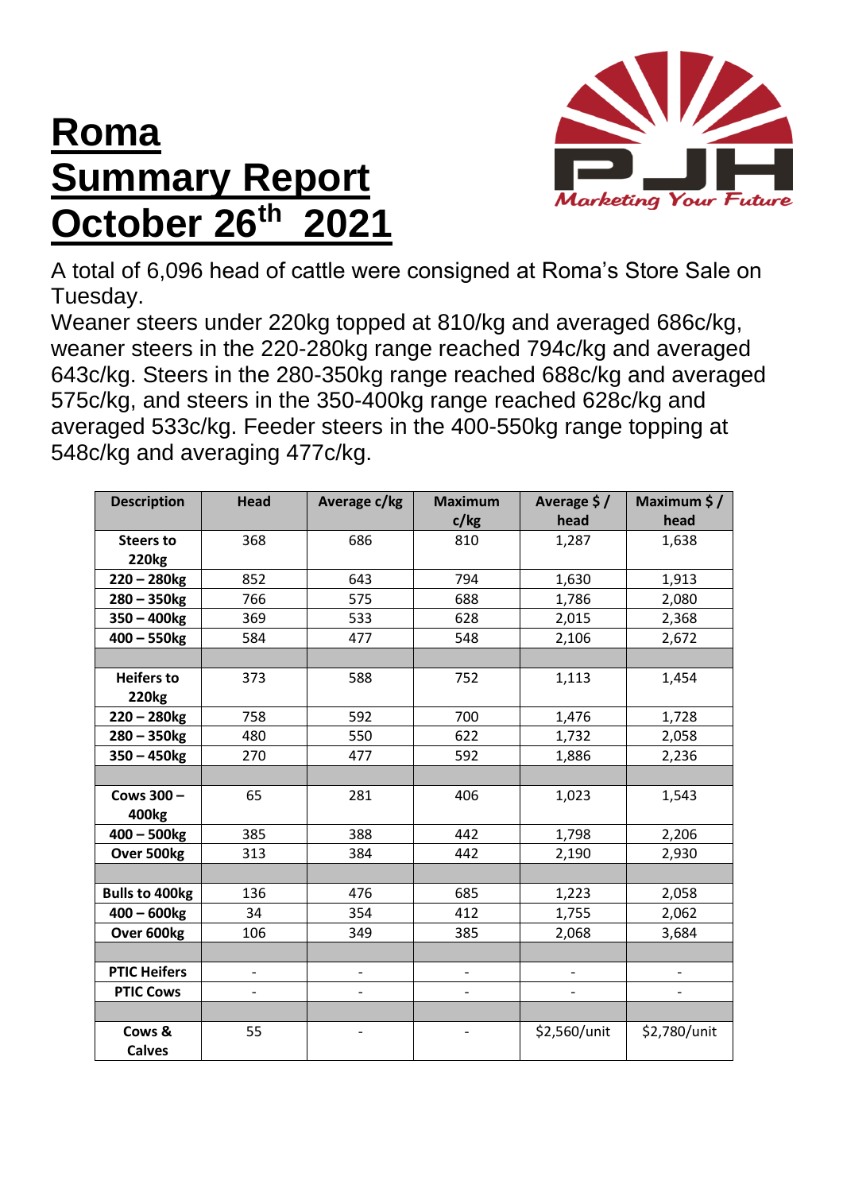# Roma Summary Report October 26th 2021

A total of 6,096 head of cattle were consigned at Roma's Store Sale on Tuesday.

Weaner steers under 220kg topped at 810/kg and averaged 686c/kg, weaner steers in the 220-280kg range reached 794c/kg and averaged 643c/kg. Steers in the 280-350kg range reached 688c/kg and averaged 575c/kg, and steers in the 350-400kg range reached 628c/kg and averaged 533c/kg. Feeder steers in the 400-550kg range topping at 548c/kg and averaging 477c/kg.

| Description | Head | Average c/kg | Maximum c/kg | Average $ / head | Maximum $ / head |
|---|---|---|---|---|---|
| Steers to 220kg | 368 | 686 | 810 | 1,287 | 1,638 |
| 220 – 280kg | 852 | 643 | 794 | 1,630 | 1,913 |
| 280 – 350kg | 766 | 575 | 688 | 1,786 | 2,080 |
| 350 – 400kg | 369 | 533 | 628 | 2,015 | 2,368 |
| 400 – 550kg | 584 | 477 | 548 | 2,106 | 2,672 |
| | | | | | |
| Heifers to 220kg | 373 | 588 | 752 | 1,113 | 1,454 |
| 220 – 280kg | 758 | 592 | 700 | 1,476 | 1,728 |
| 280 – 350kg | 480 | 550 | 622 | 1,732 | 2,058 |
| 350 – 450kg | 270 | 477 | 592 | 1,886 | 2,236 |
| | | | | | |
| Cows 300 – 400kg | 65 | 281 | 406 | 1,023 | 1,543 |
| 400 – 500kg | 385 | 388 | 442 | 1,798 | 2,206 |
| Over 500kg | 313 | 384 | 442 | 2,190 | 2,930 |
| | | | | | |
| Bulls to 400kg | 136 | 476 | 685 | 1,223 | 2,058 |
| 400 – 600kg | 34 | 354 | 412 | 1,755 | 2,062 |
| Over 600kg | 106 | 349 | 385 | 2,068 | 3,684 |
| | | | | | |
| PTIC Heifers | - | - | - | - | - |
| PTIC Cows | - | - | - | - | - |
| | | | | | |
| Cows & Calves | 55 | - | - | $2,560/unit | $2,780/unit |